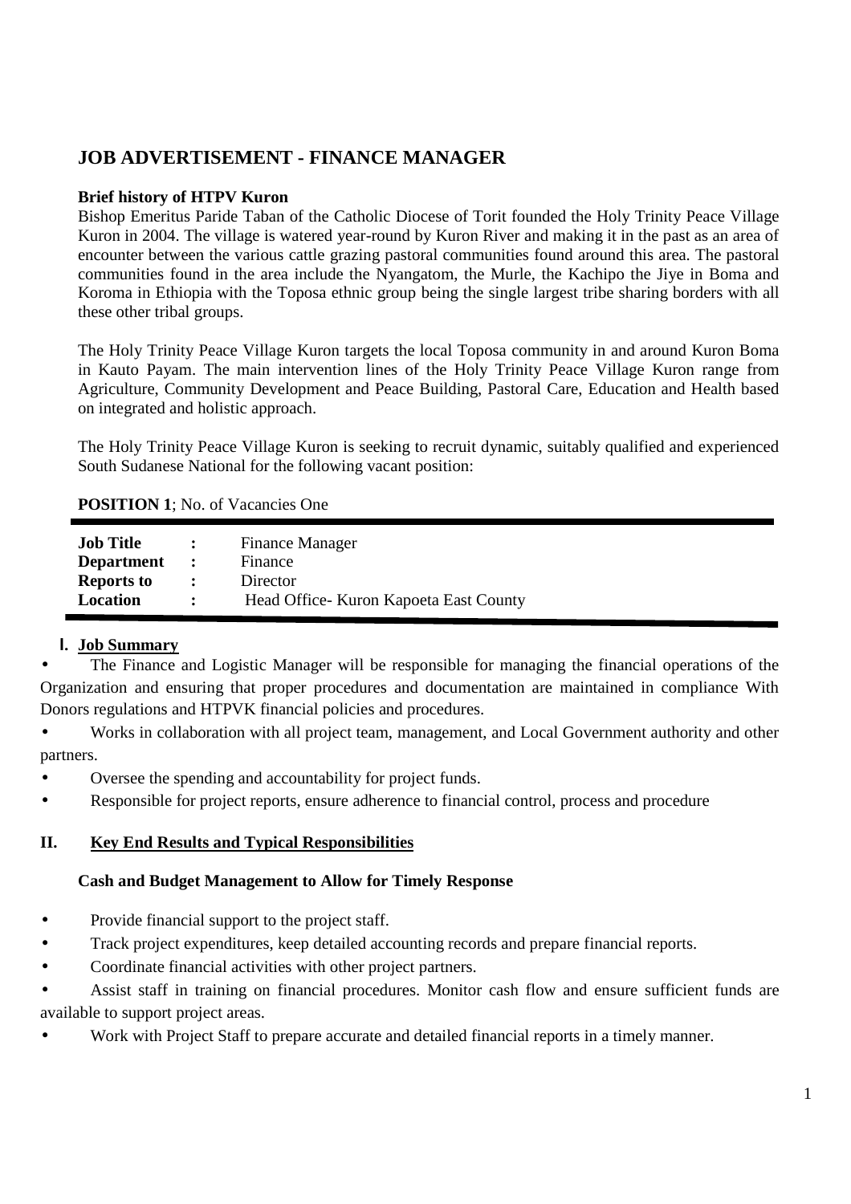# JOB ADVERTISEMENT - FINANCE MANAGER

**Brief history of HTPV Kuron**

Bishop Emeritus Paride Taban of the Catholic Diocese of Torit founded the Holy Trinity Peace Village Kuron in 2004. The village is watered year-round by Kuron River and making it in the past as an area of encounter between the various cattle grazing pastoral communities found around this area. The pastoral communities found in the area include the Nyangatom, the Murle, the Kachipo the Jiye in Boma and Koroma in Ethiopia with the Toposa ethnic group being the single largest tribe sharing borders with all these other tribal groups.

The Holy Trinity Peace Village Kuron targets the local Toposa community in and around Kuron Boma in Kauto Payam. The main intervention lines of the Holy Trinity Peace Village Kuron range from Agriculture, Community Development and Peace Building, Pastoral Care, Education and Health based on integrated and holistic approach.

The Holy Trinity Peace Village Kuron is seeking to recruit dynamic, suitably qualified and experienced South Sudanese National for the following vacant position:

**POSITION 1**; No. of Vacancies One

| | | |
|---|---|---|
| **Job Title** | **:** | Finance Manager |
| **Department** | **:** | Finance |
| **Reports to** | **:** | Director |
| **Location** | **:** | Head Office- Kuron Kapoeta East County |

## I. Job Summary

- The Finance and Logistic Manager will be responsible for managing the financial operations of the Organization and ensuring that proper procedures and documentation are maintained in compliance With Donors regulations and HTPVK financial policies and procedures.
- Works in collaboration with all project team, management, and Local Government authority and other partners.
- Oversee the spending and accountability for project funds.
- Responsible for project reports, ensure adherence to financial control, process and procedure

## II. Key End Results and Typical Responsibilities

**Cash and Budget Management to Allow for Timely Response**

- Provide financial support to the project staff.
- Track project expenditures, keep detailed accounting records and prepare financial reports.
- Coordinate financial activities with other project partners.
- Assist staff in training on financial procedures. Monitor cash flow and ensure sufficient funds are available to support project areas.
- Work with Project Staff to prepare accurate and detailed financial reports in a timely manner.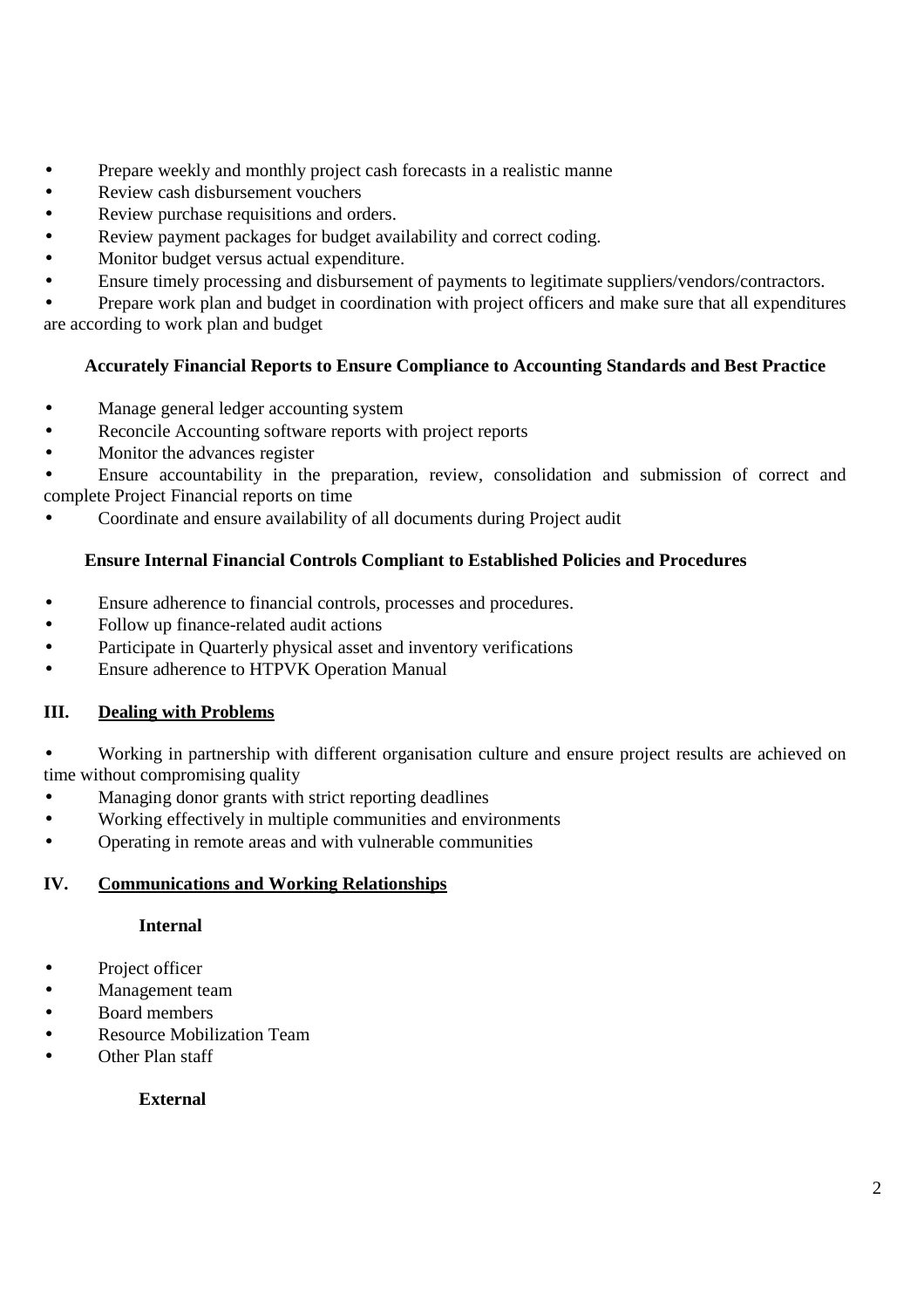- Prepare weekly and monthly project cash forecasts in a realistic manne
- Review cash disbursement vouchers
- Review purchase requisitions and orders.
- Review payment packages for budget availability and correct coding.
- Monitor budget versus actual expenditure.
- Ensure timely processing and disbursement of payments to legitimate suppliers/vendors/contractors.
- Prepare work plan and budget in coordination with project officers and make sure that all expenditures are according to work plan and budget

**Accurately Financial Reports to Ensure Compliance to Accounting Standards and Best Practice**

- Manage general ledger accounting system
- Reconcile Accounting software reports with project reports
- Monitor the advances register
- Ensure accountability in the preparation, review, consolidation and submission of correct and complete Project Financial reports on time
- Coordinate and ensure availability of all documents during Project audit

**Ensure Internal Financial Controls Compliant to Established Policies and Procedures**

- Ensure adherence to financial controls, processes and procedures.
- Follow up finance-related audit actions
- Participate in Quarterly physical asset and inventory verifications
- Ensure adherence to HTPVK Operation Manual

## III. Dealing with Problems

- Working in partnership with different organisation culture and ensure project results are achieved on time without compromising quality
- Managing donor grants with strict reporting deadlines
- Working effectively in multiple communities and environments
- Operating in remote areas and with vulnerable communities

## IV. Communications and Working Relationships

**Internal**

- Project officer
- Management team
- Board members
- Resource Mobilization Team
- Other Plan staff

**External**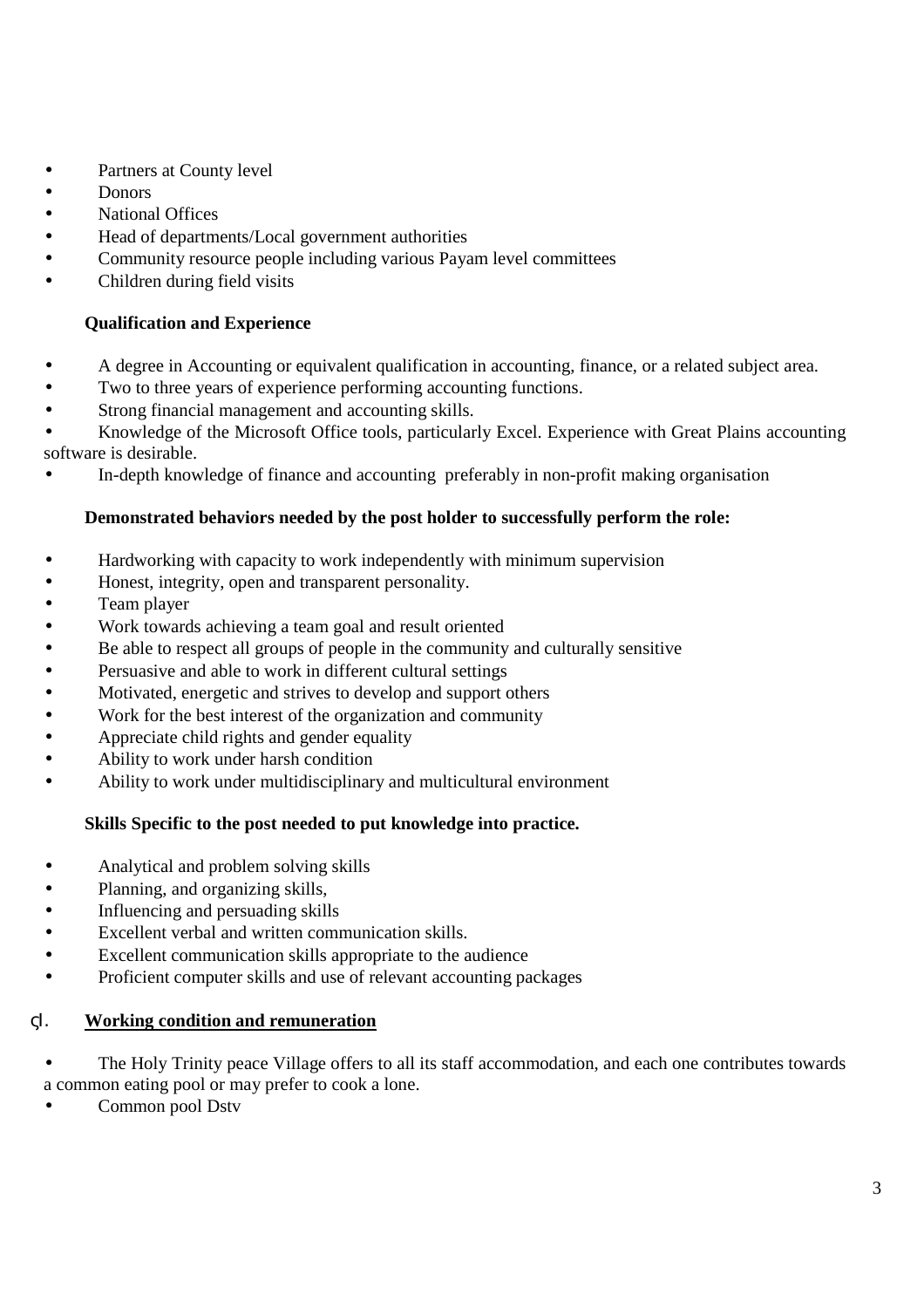- Partners at County level
- Donors
- National Offices
- Head of departments/Local government authorities
- Community resource people including various Payam level committees
- Children during field visits

**Qualification and Experience**

- A degree in Accounting or equivalent qualification in accounting, finance, or a related subject area.
- Two to three years of experience performing accounting functions.
- Strong financial management and accounting skills.
- Knowledge of the Microsoft Office tools, particularly Excel. Experience with Great Plains accounting software is desirable.
- In-depth knowledge of finance and accounting preferably in non-profit making organisation

**Demonstrated behaviors needed by the post holder to successfully perform the role:**

- Hardworking with capacity to work independently with minimum supervision
- Honest, integrity, open and transparent personality.
- Team player
- Work towards achieving a team goal and result oriented
- Be able to respect all groups of people in the community and culturally sensitive
- Persuasive and able to work in different cultural settings
- Motivated, energetic and strives to develop and support others
- Work for the best interest of the organization and community
- Appreciate child rights and gender equality
- Ability to work under harsh condition
- Ability to work under multidisciplinary and multicultural environment

**Skills Specific to the post needed to put knowledge into practice.**

- Analytical and problem solving skills
- Planning, and organizing skills,
- Influencing and persuading skills
- Excellent verbal and written communication skills.
- Excellent communication skills appropriate to the audience
- Proficient computer skills and use of relevant accounting packages

## d. Working condition and remuneration

- The Holy Trinity peace Village offers to all its staff accommodation, and each one contributes towards a common eating pool or may prefer to cook a lone.
- Common pool Dstv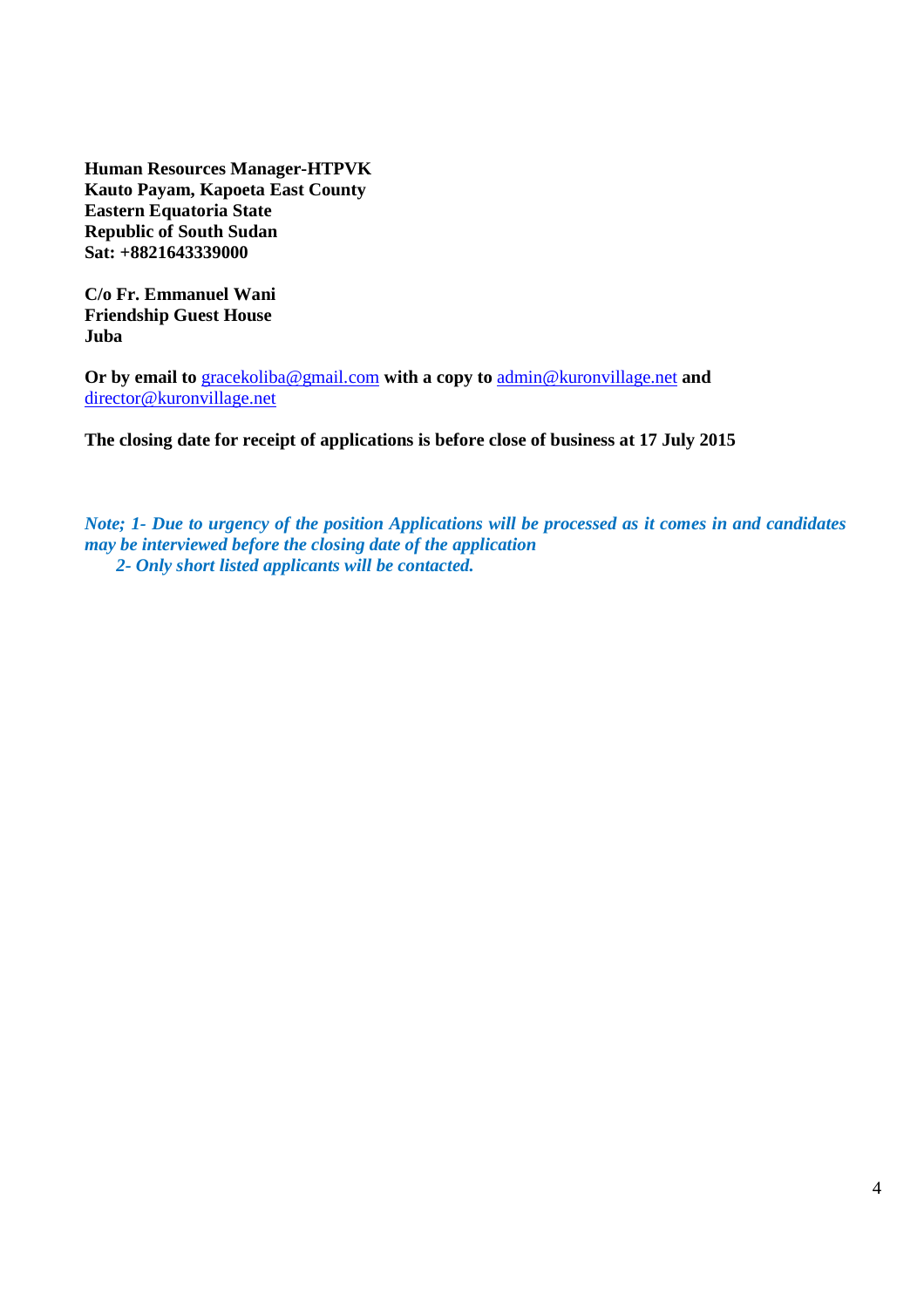**Human Resources Manager-HTPVK**
**Kauto Payam, Kapoeta East County**
**Eastern Equatoria State**
**Republic of South Sudan**
**Sat: +8821643339000**

**C/o Fr. Emmanuel Wani**
**Friendship Guest House**
**Juba**

**Or by email to** gracekoliba@gmail.com **with a copy to** admin@kuronvillage.net **and** director@kuronvillage.net

**The closing date for receipt of applications is before close of business at 17 July 2015**

***Note; 1- Due to urgency of the position Applications will be processed as it comes in and candidates may be interviewed before the closing date of the application***
***2- Only short listed applicants will be contacted.***